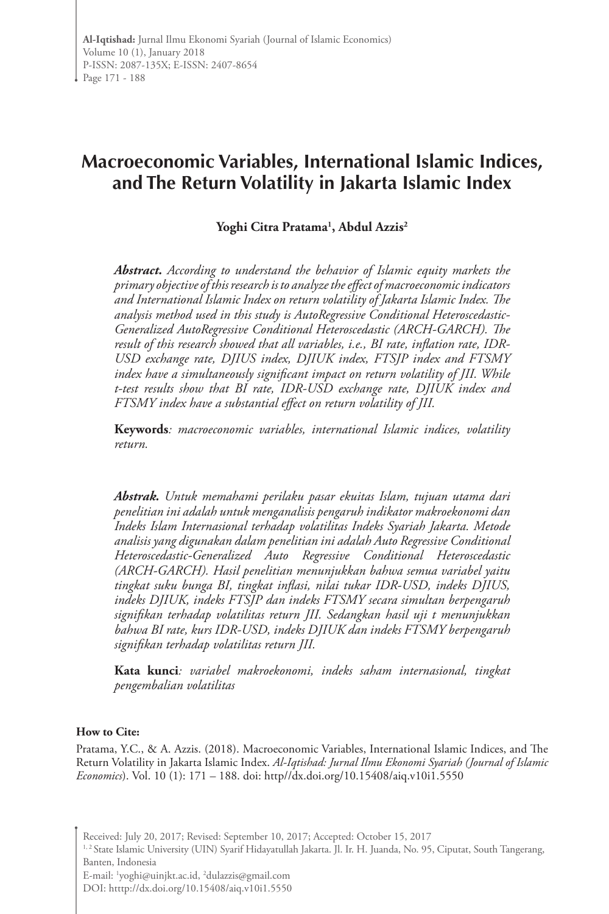# Macroeconomic Variables, International Islamic Indices, and The Return Volatility in Jakarta Islamic Index

**Yoghi Citra Pratama[1], Abdul Azzis[2]**

***Abstract.*** *According to understand the behavior of Islamic equity markets the primary objective of this research is to analyze the effect of macroeconomic indicators and International Islamic Index on return volatility of Jakarta Islamic Index. The analysis method used in this study is AutoRegressive Conditional Heteroscedastic-Generalized AutoRegressive Conditional Heteroscedastic (ARCH-GARCH). The result of this research showed that all variables, i.e., BI rate, inflation rate, IDR-USD exchange rate, DJIUS index, DJIUK index, FTSJP index and FTSMY index have a simultaneously significant impact on return volatility of JII. While t-test results show that BI rate, IDR-USD exchange rate, DJIUK index and FTSMY index have a substantial effect on return volatility of JII.*

**Keywords***: macroeconomic variables, international Islamic indices, volatility return.*

***Abstrak.*** *Untuk memahami perilaku pasar ekuitas Islam, tujuan utama dari penelitian ini adalah untuk menganalisis pengaruh indikator makroekonomi dan Indeks Islam Internasional terhadap volatilitas Indeks Syariah Jakarta. Metode analisis yang digunakan dalam penelitian ini adalah Auto Regressive Conditional Heteroscedastic-Generalized Auto Regressive Conditional Heteroscedastic (ARCH-GARCH). Hasil penelitian menunjukkan bahwa semua variabel yaitu tingkat suku bunga BI, tingkat inflasi, nilai tukar IDR-USD, indeks DJIUS, indeks DJIUK, indeks FTSJP dan indeks FTSMY secara simultan berpengaruh signifikan terhadap volatilitas return JII. Sedangkan hasil uji t menunjukkan bahwa BI rate, kurs IDR-USD, indeks DJIUK dan indeks FTSMY berpengaruh signifikan terhadap volatilitas return JII.*

**Kata kunci***: variabel makroekonomi, indeks saham internasional, tingkat pengembalian volatilitas*

**How to Cite:**

Pratama, Y.C., & A. Azzis. (2018). Macroeconomic Variables, International Islamic Indices, and The Return Volatility in Jakarta Islamic Index. *Al-Iqtishad: Jurnal Ilmu Ekonomi Syariah (Journal of Islamic Economics)*. Vol. 10 (1): 171 – 188. doi: http//dx.doi.org/10.15408/aiq.v10i1.5550

Received: July 20, 2017; Revised: September 10, 2017; Accepted: October 15, 2017

[1, 2] State Islamic University (UIN) Syarif Hidayatullah Jakarta. Jl. Ir. H. Juanda, No. 95, Ciputat, South Tangerang, Banten, Indonesia

E-mail: [1]yoghi@uinjkt.ac.id, [2]dulazzis@gmail.com

DOI: htttp://dx.doi.org/10.15408/aiq.v10i1.5550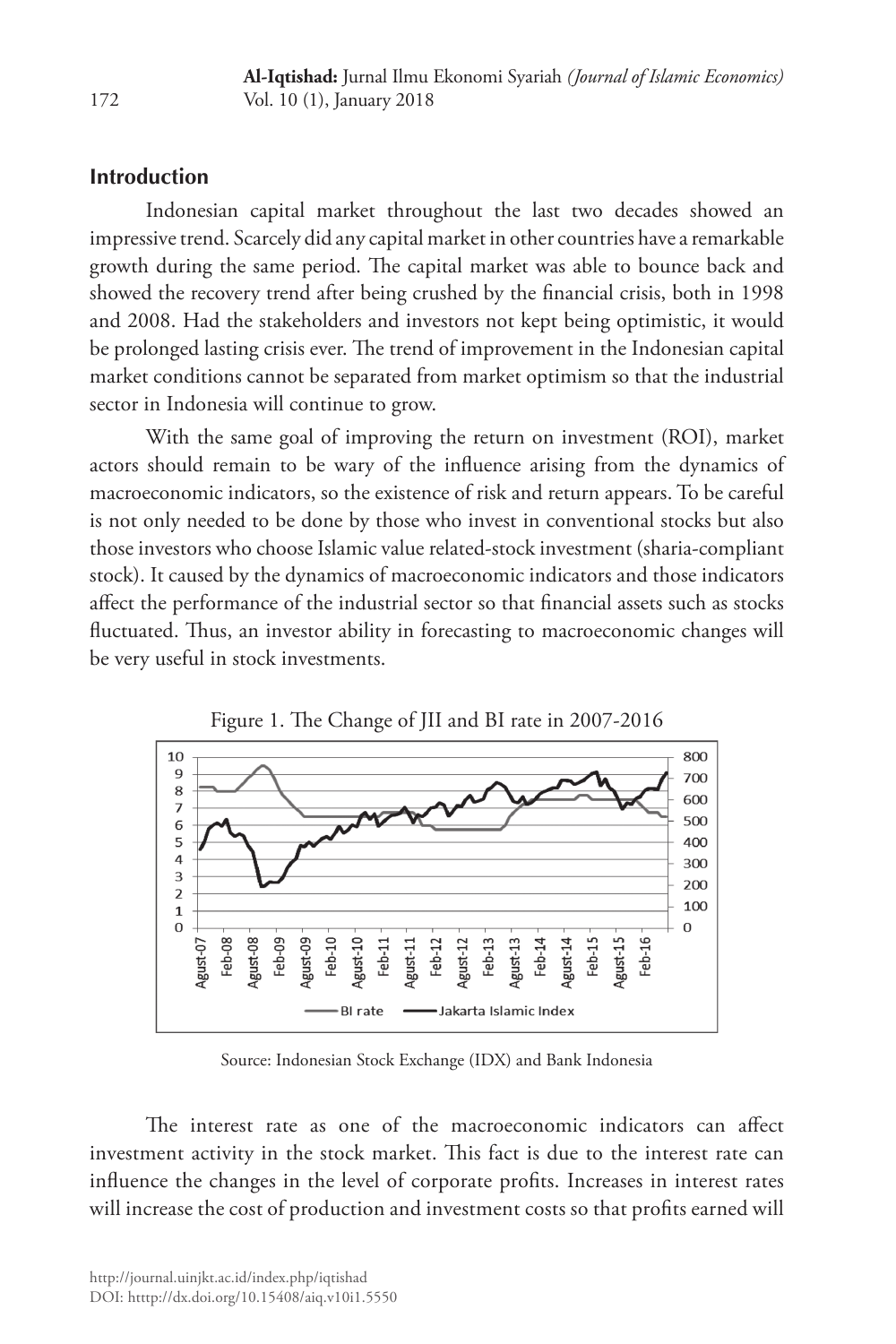## Introduction

Indonesian capital market throughout the last two decades showed an impressive trend. Scarcely did any capital market in other countries have a remarkable growth during the same period. The capital market was able to bounce back and showed the recovery trend after being crushed by the financial crisis, both in 1998 and 2008. Had the stakeholders and investors not kept being optimistic, it would be prolonged lasting crisis ever. The trend of improvement in the Indonesian capital market conditions cannot be separated from market optimism so that the industrial sector in Indonesia will continue to grow.

With the same goal of improving the return on investment (ROI), market actors should remain to be wary of the influence arising from the dynamics of macroeconomic indicators, so the existence of risk and return appears. To be careful is not only needed to be done by those who invest in conventional stocks but also those investors who choose Islamic value related-stock investment (sharia-compliant stock). It caused by the dynamics of macroeconomic indicators and those indicators affect the performance of the industrial sector so that financial assets such as stocks fluctuated. Thus, an investor ability in forecasting to macroeconomic changes will be very useful in stock investments.

Figure 1. The Change of JII and BI rate in 2007-2016

Source: Indonesian Stock Exchange (IDX) and Bank Indonesia

The interest rate as one of the macroeconomic indicators can affect investment activity in the stock market. This fact is due to the interest rate can influence the changes in the level of corporate profits. Increases in interest rates will increase the cost of production and investment costs so that profits earned will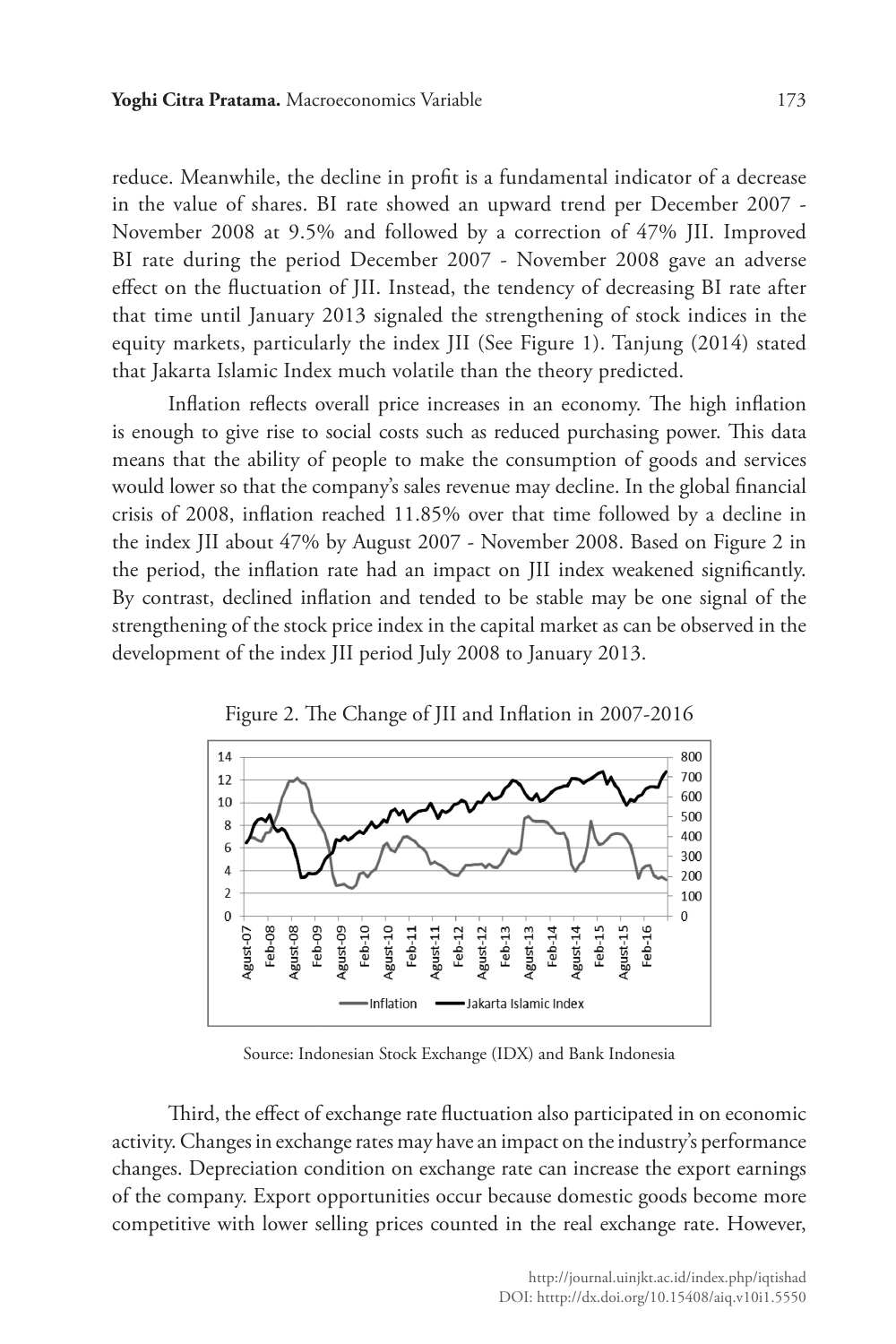reduce. Meanwhile, the decline in profit is a fundamental indicator of a decrease in the value of shares. BI rate showed an upward trend per December 2007 - November 2008 at 9.5% and followed by a correction of 47% JII. Improved BI rate during the period December 2007 - November 2008 gave an adverse effect on the fluctuation of JII. Instead, the tendency of decreasing BI rate after that time until January 2013 signaled the strengthening of stock indices in the equity markets, particularly the index JII (See Figure 1). Tanjung (2014) stated that Jakarta Islamic Index much volatile than the theory predicted.

Inflation reflects overall price increases in an economy. The high inflation is enough to give rise to social costs such as reduced purchasing power. This data means that the ability of people to make the consumption of goods and services would lower so that the company's sales revenue may decline. In the global financial crisis of 2008, inflation reached 11.85% over that time followed by a decline in the index JII about 47% by August 2007 - November 2008. Based on Figure 2 in the period, the inflation rate had an impact on JII index weakened significantly. By contrast, declined inflation and tended to be stable may be one signal of the strengthening of the stock price index in the capital market as can be observed in the development of the index JII period July 2008 to January 2013.

Figure 2. The Change of JII and Inflation in 2007-2016

Source: Indonesian Stock Exchange (IDX) and Bank Indonesia

Third, the effect of exchange rate fluctuation also participated in on economic activity. Changes in exchange rates may have an impact on the industry's performance changes. Depreciation condition on exchange rate can increase the export earnings of the company. Export opportunities occur because domestic goods become more competitive with lower selling prices counted in the real exchange rate. However,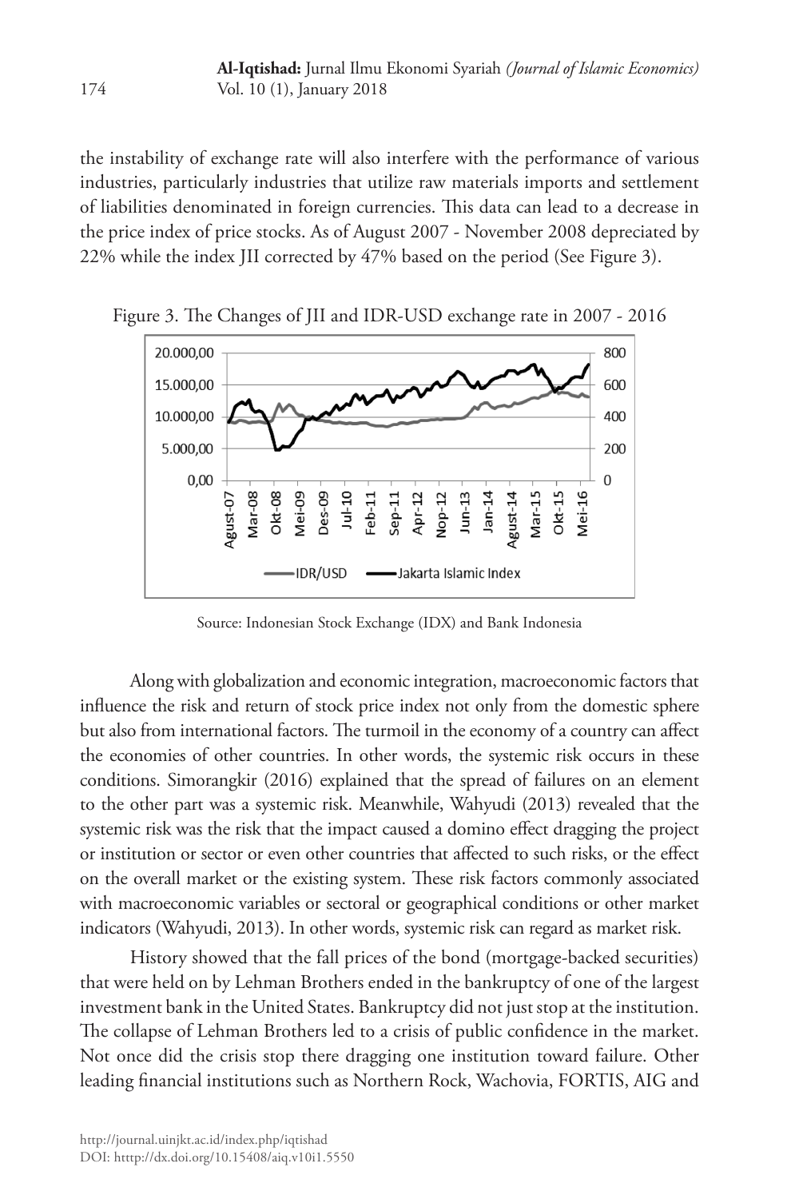the instability of exchange rate will also interfere with the performance of various industries, particularly industries that utilize raw materials imports and settlement of liabilities denominated in foreign currencies. This data can lead to a decrease in the price index of price stocks. As of August 2007 - November 2008 depreciated by 22% while the index JII corrected by 47% based on the period (See Figure 3).

Figure 3. The Changes of JII and IDR-USD exchange rate in 2007 - 2016

Source: Indonesian Stock Exchange (IDX) and Bank Indonesia

Along with globalization and economic integration, macroeconomic factors that influence the risk and return of stock price index not only from the domestic sphere but also from international factors. The turmoil in the economy of a country can affect the economies of other countries. In other words, the systemic risk occurs in these conditions. Simorangkir (2016) explained that the spread of failures on an element to the other part was a systemic risk. Meanwhile, Wahyudi (2013) revealed that the systemic risk was the risk that the impact caused a domino effect dragging the project or institution or sector or even other countries that affected to such risks, or the effect on the overall market or the existing system. These risk factors commonly associated with macroeconomic variables or sectoral or geographical conditions or other market indicators (Wahyudi, 2013). In other words, systemic risk can regard as market risk.

History showed that the fall prices of the bond (mortgage-backed securities) that were held on by Lehman Brothers ended in the bankruptcy of one of the largest investment bank in the United States. Bankruptcy did not just stop at the institution. The collapse of Lehman Brothers led to a crisis of public confidence in the market. Not once did the crisis stop there dragging one institution toward failure. Other leading financial institutions such as Northern Rock, Wachovia, FORTIS, AIG and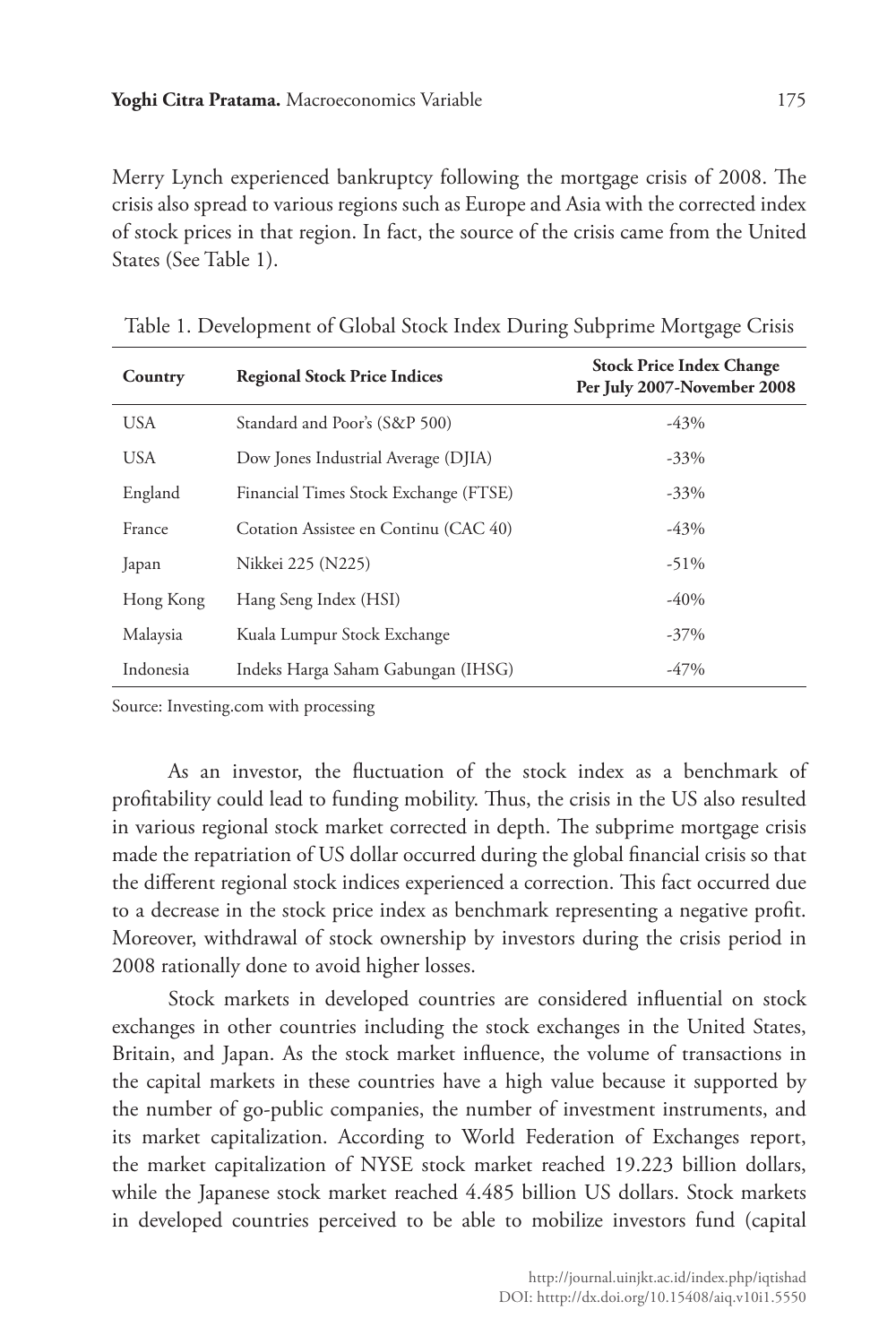Merry Lynch experienced bankruptcy following the mortgage crisis of 2008. The crisis also spread to various regions such as Europe and Asia with the corrected index of stock prices in that region. In fact, the source of the crisis came from the United States (See Table 1).

Table 1. Development of Global Stock Index During Subprime Mortgage Crisis

| Country | Regional Stock Price Indices | Stock Price Index Change Per July 2007-November 2008 |
|---|---|---|
| USA | Standard and Poor's (S&P 500) | -43% |
| USA | Dow Jones Industrial Average (DJIA) | -33% |
| England | Financial Times Stock Exchange (FTSE) | -33% |
| France | Cotation Assistee en Continu (CAC 40) | -43% |
| Japan | Nikkei 225 (N225) | -51% |
| Hong Kong | Hang Seng Index (HSI) | -40% |
| Malaysia | Kuala Lumpur Stock Exchange | -37% |
| Indonesia | Indeks Harga Saham Gabungan (IHSG) | -47% |

Source: Investing.com with processing

As an investor, the fluctuation of the stock index as a benchmark of profitability could lead to funding mobility. Thus, the crisis in the US also resulted in various regional stock market corrected in depth. The subprime mortgage crisis made the repatriation of US dollar occurred during the global financial crisis so that the different regional stock indices experienced a correction. This fact occurred due to a decrease in the stock price index as benchmark representing a negative profit. Moreover, withdrawal of stock ownership by investors during the crisis period in 2008 rationally done to avoid higher losses.

Stock markets in developed countries are considered influential on stock exchanges in other countries including the stock exchanges in the United States, Britain, and Japan. As the stock market influence, the volume of transactions in the capital markets in these countries have a high value because it supported by the number of go-public companies, the number of investment instruments, and its market capitalization. According to World Federation of Exchanges report, the market capitalization of NYSE stock market reached 19.223 billion dollars, while the Japanese stock market reached 4.485 billion US dollars. Stock markets in developed countries perceived to be able to mobilize investors fund (capital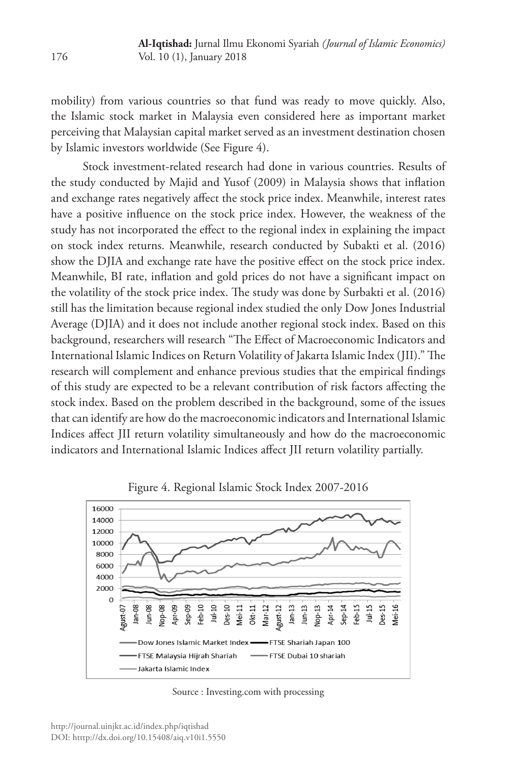mobility) from various countries so that fund was ready to move quickly. Also, the Islamic stock market in Malaysia even considered here as important market perceiving that Malaysian capital market served as an investment destination chosen by Islamic investors worldwide (See Figure 4).

Stock investment-related research had done in various countries. Results of the study conducted by Majid and Yusof (2009) in Malaysia shows that inflation and exchange rates negatively affect the stock price index. Meanwhile, interest rates have a positive influence on the stock price index. However, the weakness of the study has not incorporated the effect to the regional index in explaining the impact on stock index returns. Meanwhile, research conducted by Subakti et al. (2016) show the DJIA and exchange rate have the positive effect on the stock price index. Meanwhile, BI rate, inflation and gold prices do not have a significant impact on the volatility of the stock price index. The study was done by Surbakti et al. (2016) still has the limitation because regional index studied the only Dow Jones Industrial Average (DJIA) and it does not include another regional stock index. Based on this background, researchers will research "The Effect of Macroeconomic Indicators and International Islamic Indices on Return Volatility of Jakarta Islamic Index (JII)." The research will complement and enhance previous studies that the empirical findings of this study are expected to be a relevant contribution of risk factors affecting the stock index. Based on the problem described in the background, some of the issues that can identify are how do the macroeconomic indicators and International Islamic Indices affect JII return volatility simultaneously and how do the macroeconomic indicators and International Islamic Indices affect JII return volatility partially.

Figure 4. Regional Islamic Stock Index 2007-2016

Source : Investing.com with processing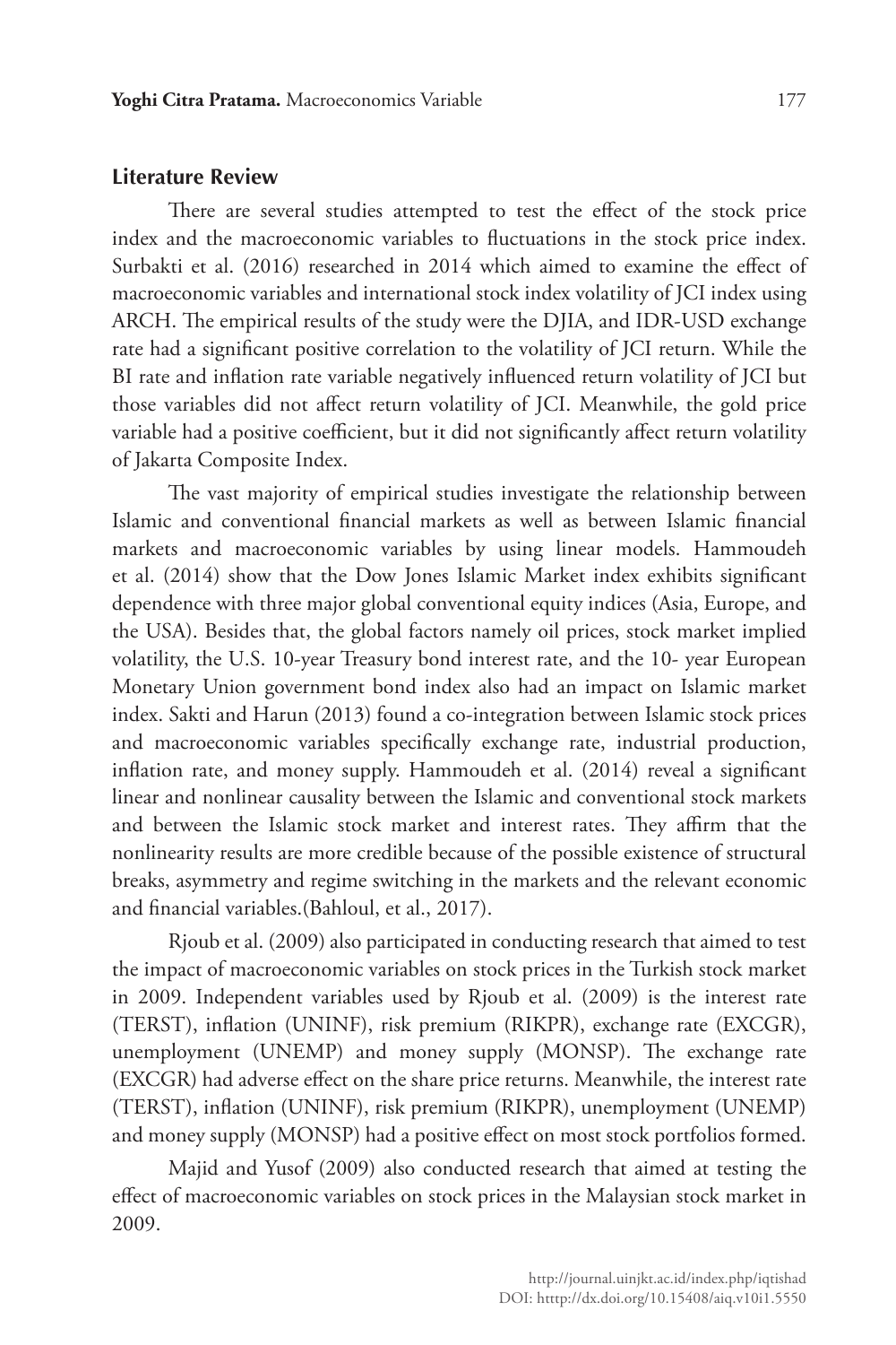## Literature Review

There are several studies attempted to test the effect of the stock price index and the macroeconomic variables to fluctuations in the stock price index. Surbakti et al. (2016) researched in 2014 which aimed to examine the effect of macroeconomic variables and international stock index volatility of JCI index using ARCH. The empirical results of the study were the DJIA, and IDR-USD exchange rate had a significant positive correlation to the volatility of JCI return. While the BI rate and inflation rate variable negatively influenced return volatility of JCI but those variables did not affect return volatility of JCI. Meanwhile, the gold price variable had a positive coefficient, but it did not significantly affect return volatility of Jakarta Composite Index.

The vast majority of empirical studies investigate the relationship between Islamic and conventional financial markets as well as between Islamic financial markets and macroeconomic variables by using linear models. Hammoudeh et al. (2014) show that the Dow Jones Islamic Market index exhibits significant dependence with three major global conventional equity indices (Asia, Europe, and the USA). Besides that, the global factors namely oil prices, stock market implied volatility, the U.S. 10-year Treasury bond interest rate, and the 10- year European Monetary Union government bond index also had an impact on Islamic market index. Sakti and Harun (2013) found a co-integration between Islamic stock prices and macroeconomic variables specifically exchange rate, industrial production, inflation rate, and money supply. Hammoudeh et al. (2014) reveal a significant linear and nonlinear causality between the Islamic and conventional stock markets and between the Islamic stock market and interest rates. They affirm that the nonlinearity results are more credible because of the possible existence of structural breaks, asymmetry and regime switching in the markets and the relevant economic and financial variables.(Bahloul, et al., 2017).

Rjoub et al. (2009) also participated in conducting research that aimed to test the impact of macroeconomic variables on stock prices in the Turkish stock market in 2009. Independent variables used by Rjoub et al. (2009) is the interest rate (TERST), inflation (UNINF), risk premium (RIKPR), exchange rate (EXCGR), unemployment (UNEMP) and money supply (MONSP). The exchange rate (EXCGR) had adverse effect on the share price returns. Meanwhile, the interest rate (TERST), inflation (UNINF), risk premium (RIKPR), unemployment (UNEMP) and money supply (MONSP) had a positive effect on most stock portfolios formed.

Majid and Yusof (2009) also conducted research that aimed at testing the effect of macroeconomic variables on stock prices in the Malaysian stock market in 2009.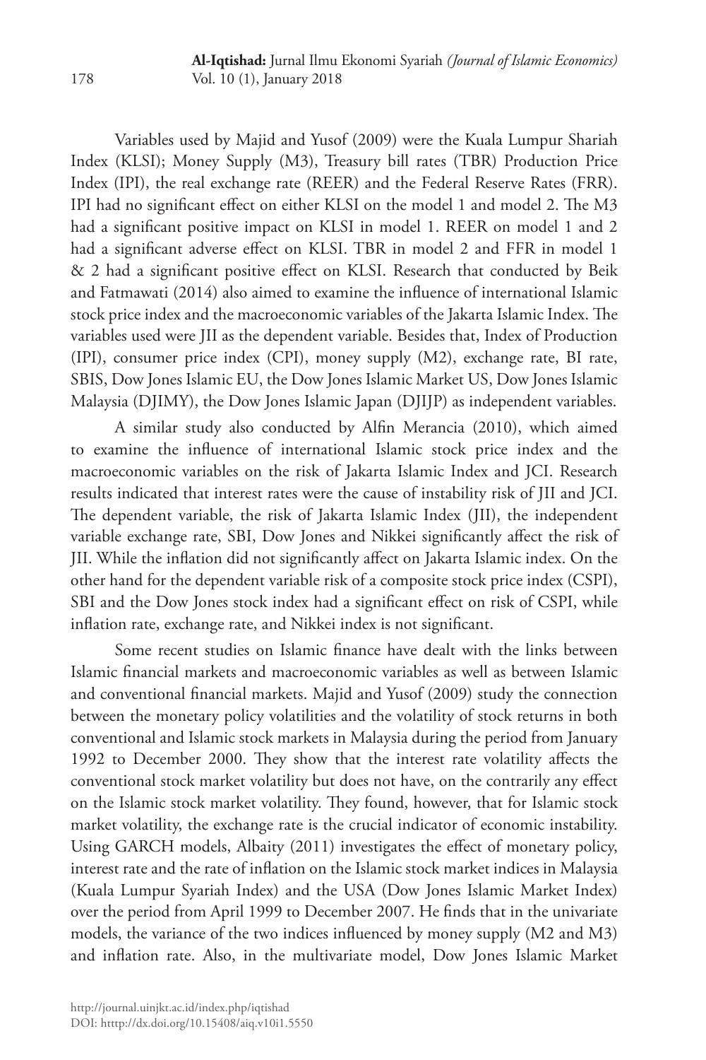Variables used by Majid and Yusof (2009) were the Kuala Lumpur Shariah Index (KLSI); Money Supply (M3), Treasury bill rates (TBR) Production Price Index (IPI), the real exchange rate (REER) and the Federal Reserve Rates (FRR). IPI had no significant effect on either KLSI on the model 1 and model 2. The M3 had a significant positive impact on KLSI in model 1. REER on model 1 and 2 had a significant adverse effect on KLSI. TBR in model 2 and FFR in model 1 & 2 had a significant positive effect on KLSI. Research that conducted by Beik and Fatmawati (2014) also aimed to examine the influence of international Islamic stock price index and the macroeconomic variables of the Jakarta Islamic Index. The variables used were JII as the dependent variable. Besides that, Index of Production (IPI), consumer price index (CPI), money supply (M2), exchange rate, BI rate, SBIS, Dow Jones Islamic EU, the Dow Jones Islamic Market US, Dow Jones Islamic Malaysia (DJIMY), the Dow Jones Islamic Japan (DJIJP) as independent variables.

A similar study also conducted by Alfin Merancia (2010), which aimed to examine the influence of international Islamic stock price index and the macroeconomic variables on the risk of Jakarta Islamic Index and JCI. Research results indicated that interest rates were the cause of instability risk of JII and JCI. The dependent variable, the risk of Jakarta Islamic Index (JII), the independent variable exchange rate, SBI, Dow Jones and Nikkei significantly affect the risk of JII. While the inflation did not significantly affect on Jakarta Islamic index. On the other hand for the dependent variable risk of a composite stock price index (CSPI), SBI and the Dow Jones stock index had a significant effect on risk of CSPI, while inflation rate, exchange rate, and Nikkei index is not significant.

Some recent studies on Islamic finance have dealt with the links between Islamic financial markets and macroeconomic variables as well as between Islamic and conventional financial markets. Majid and Yusof (2009) study the connection between the monetary policy volatilities and the volatility of stock returns in both conventional and Islamic stock markets in Malaysia during the period from January 1992 to December 2000. They show that the interest rate volatility affects the conventional stock market volatility but does not have, on the contrarily any effect on the Islamic stock market volatility. They found, however, that for Islamic stock market volatility, the exchange rate is the crucial indicator of economic instability. Using GARCH models, Albaity (2011) investigates the effect of monetary policy, interest rate and the rate of inflation on the Islamic stock market indices in Malaysia (Kuala Lumpur Syariah Index) and the USA (Dow Jones Islamic Market Index) over the period from April 1999 to December 2007. He finds that in the univariate models, the variance of the two indices influenced by money supply (M2 and M3) and inflation rate. Also, in the multivariate model, Dow Jones Islamic Market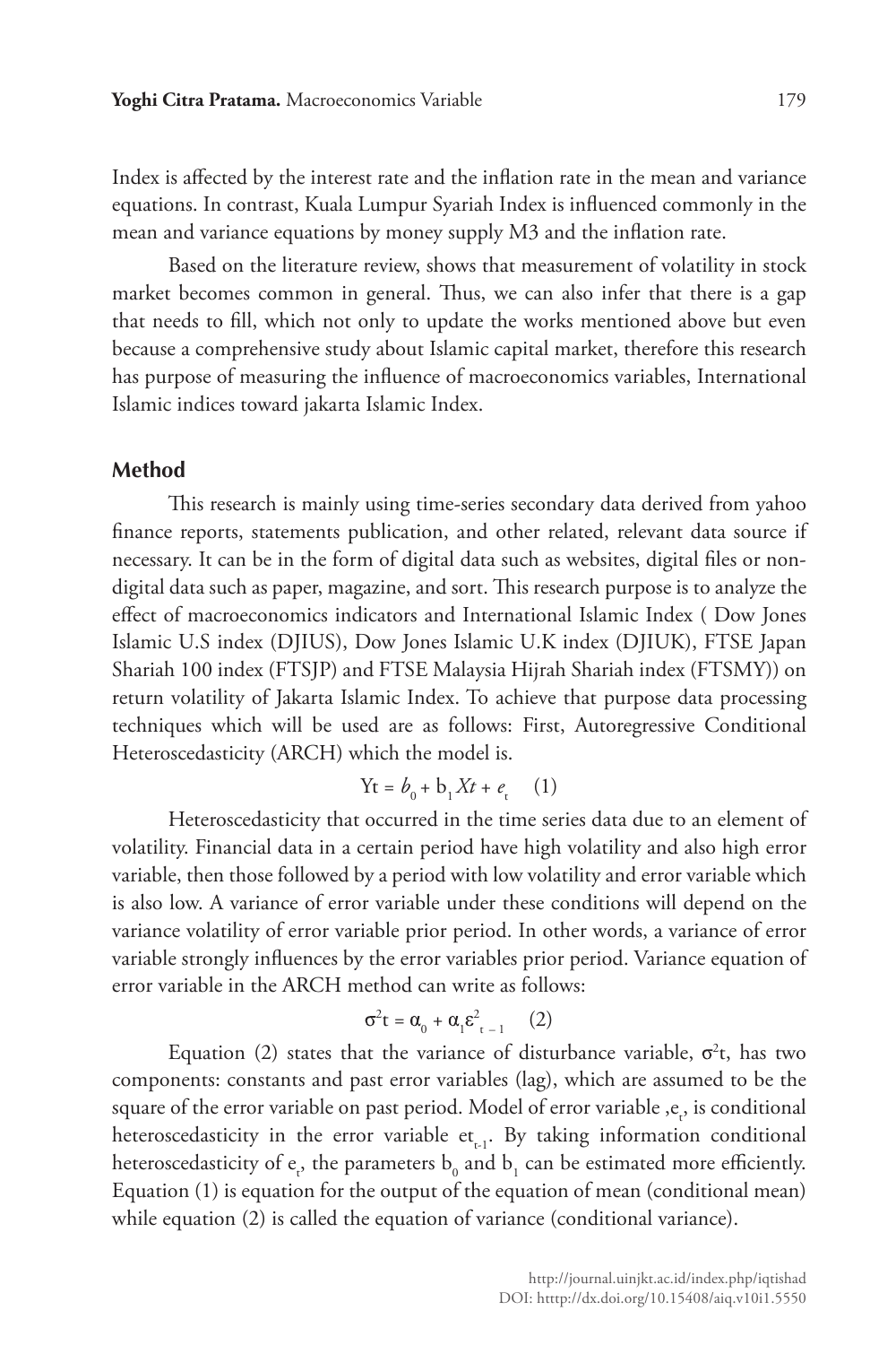Index is affected by the interest rate and the inflation rate in the mean and variance equations. In contrast, Kuala Lumpur Syariah Index is influenced commonly in the mean and variance equations by money supply M3 and the inflation rate.

Based on the literature review, shows that measurement of volatility in stock market becomes common in general. Thus, we can also infer that there is a gap that needs to fill, which not only to update the works mentioned above but even because a comprehensive study about Islamic capital market, therefore this research has purpose of measuring the influence of macroeconomics variables, International Islamic indices toward jakarta Islamic Index.

## Method

This research is mainly using time-series secondary data derived from yahoo finance reports, statements publication, and other related, relevant data source if necessary. It can be in the form of digital data such as websites, digital files or non-digital data such as paper, magazine, and sort. This research purpose is to analyze the effect of macroeconomics indicators and International Islamic Index ( Dow Jones Islamic U.S index (DJIUS), Dow Jones Islamic U.K index (DJIUK), FTSE Japan Shariah 100 index (FTSJP) and FTSE Malaysia Hijrah Shariah index (FTSMY)) on return volatility of Jakarta Islamic Index. To achieve that purpose data processing techniques which will be used are as follows: First, Autoregressive Conditional Heteroscedasticity (ARCH) which the model is.

$$Yt = b_0 + b_1 Xt + e_t \quad (1)$$

Heteroscedasticity that occurred in the time series data due to an element of volatility. Financial data in a certain period have high volatility and also high error variable, then those followed by a period with low volatility and error variable which is also low. A variance of error variable under these conditions will depend on the variance volatility of error variable prior period. In other words, a variance of error variable strongly influences by the error variables prior period. Variance equation of error variable in the ARCH method can write as follows:

$$\sigma^2 t = \alpha_0 + \alpha_1 \varepsilon^2_{t-1} \quad (2)$$

Equation (2) states that the variance of disturbance variable, $\sigma^2 t$, has two components: constants and past error variables (lag), which are assumed to be the square of the error variable on past period. Model of error variable ,$e_t$, is conditional heteroscedasticity in the error variable $et_{t-1}$. By taking information conditional heteroscedasticity of $e_t$, the parameters $b_0$ and $b_1$ can be estimated more efficiently. Equation (1) is equation for the output of the equation of mean (conditional mean) while equation (2) is called the equation of variance (conditional variance).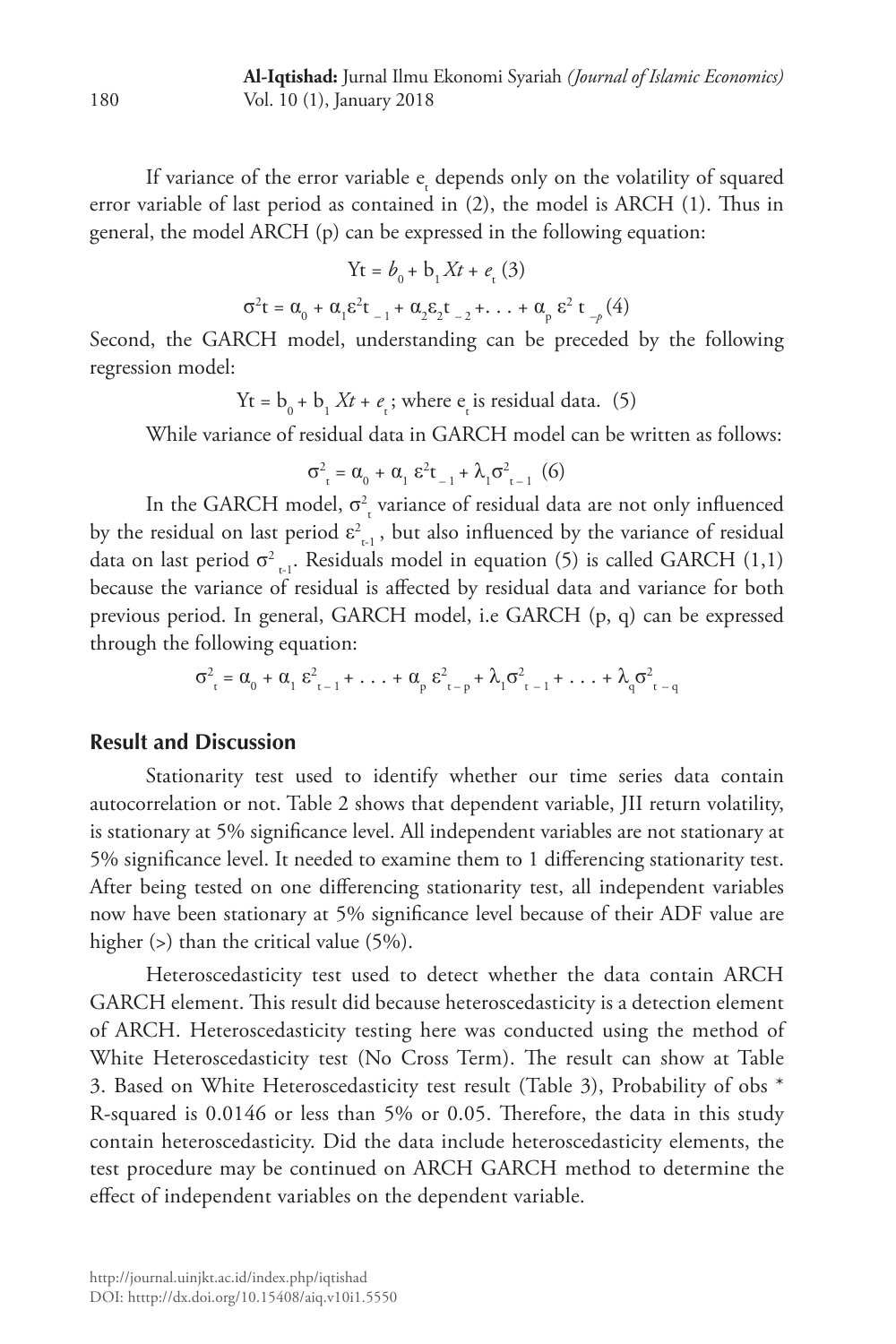If variance of the error variable $e_t$ depends only on the volatility of squared error variable of last period as contained in (2), the model is ARCH (1). Thus in general, the model ARCH (p) can be expressed in the following equation:

$$Yt = b_0 + b_1 Xt + e_t \ (3)$$

$$\sigma^2 t = \alpha_0 + \alpha_1 \varepsilon^2 t_{-1} + \alpha_2 \varepsilon_2 t_{-2} + \ldots + \alpha_p \varepsilon^2 t_{-p} \ (4)$$

Second, the GARCH model, understanding can be preceded by the following regression model:

$$Yt = b_0 + b_1 Xt + e_t \text{; where } e_t \text{ is residual data.} \ (5)$$

While variance of residual data in GARCH model can be written as follows:

$$\sigma^2_t = \alpha_0 + \alpha_1 \varepsilon^2 t_{-1} + \lambda_1 \sigma^2_{t-1} \ (6)$$

In the GARCH model, $\sigma^2_t$ variance of residual data are not only influenced by the residual on last period $\varepsilon^2_{t-1}$, but also influenced by the variance of residual data on last period $\sigma^2_{t-1}$. Residuals model in equation (5) is called GARCH (1,1) because the variance of residual is affected by residual data and variance for both previous period. In general, GARCH model, i.e GARCH (p, q) can be expressed through the following equation:

$$\sigma^2_t = \alpha_0 + \alpha_1 \varepsilon^2_{t-1} + \ldots + \alpha_p \varepsilon^2_{t-p} + \lambda_1 \sigma^2_{t-1} + \ldots + \lambda_q \sigma^2_{t-q}$$

## Result and Discussion

Stationarity test used to identify whether our time series data contain autocorrelation or not. Table 2 shows that dependent variable, JII return volatility, is stationary at 5% significance level. All independent variables are not stationary at 5% significance level. It needed to examine them to 1 differencing stationarity test. After being tested on one differencing stationarity test, all independent variables now have been stationary at 5% significance level because of their ADF value are higher (>) than the critical value (5%).

Heteroscedasticity test used to detect whether the data contain ARCH GARCH element. This result did because heteroscedasticity is a detection element of ARCH. Heteroscedasticity testing here was conducted using the method of White Heteroscedasticity test (No Cross Term). The result can show at Table 3. Based on White Heteroscedasticity test result (Table 3), Probability of obs * R-squared is 0.0146 or less than 5% or 0.05. Therefore, the data in this study contain heteroscedasticity. Did the data include heteroscedasticity elements, the test procedure may be continued on ARCH GARCH method to determine the effect of independent variables on the dependent variable.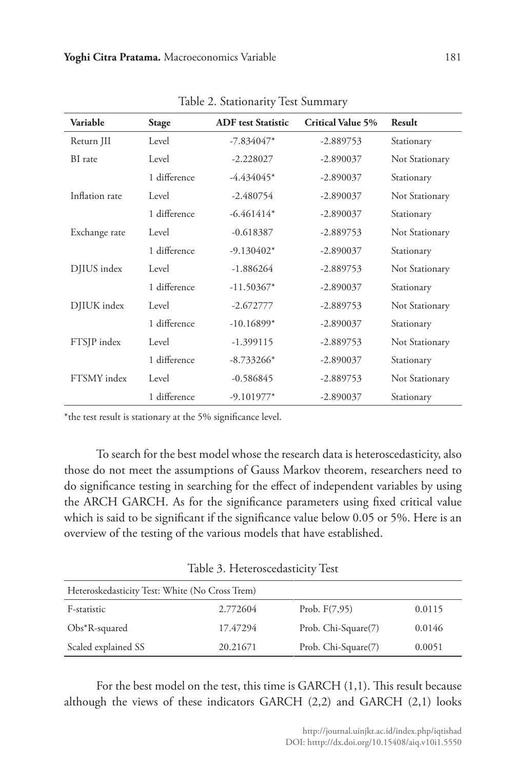Table 2. Stationarity Test Summary

| Variable | Stage | ADF test Statistic | Critical Value 5% | Result |
|---|---|---|---|---|
| Return JII | Level | -7.834047* | -2.889753 | Stationary |
| BI rate | Level | -2.228027 | -2.890037 | Not Stationary |
| | 1 difference | -4.434045* | -2.890037 | Stationary |
| Inflation rate | Level | -2.480754 | -2.890037 | Not Stationary |
| | 1 difference | -6.461414* | -2.890037 | Stationary |
| Exchange rate | Level | -0.618387 | -2.889753 | Not Stationary |
| | 1 difference | -9.130402* | -2.890037 | Stationary |
| DJIUS index | Level | -1.886264 | -2.889753 | Not Stationary |
| | 1 difference | -11.50367* | -2.890037 | Stationary |
| DJIUK index | Level | -2.672777 | -2.889753 | Not Stationary |
| | 1 difference | -10.16899* | -2.890037 | Stationary |
| FTSJP index | Level | -1.399115 | -2.889753 | Not Stationary |
| | 1 difference | -8.733266* | -2.890037 | Stationary |
| FTSMY index | Level | -0.586845 | -2.889753 | Not Stationary |
| | 1 difference | -9.101977* | -2.890037 | Stationary |

*the test result is stationary at the 5% significance level.

To search for the best model whose the research data is heteroscedasticity, also those do not meet the assumptions of Gauss Markov theorem, researchers need to do significance testing in searching for the effect of independent variables by using the ARCH GARCH. As for the significance parameters using fixed critical value which is said to be significant if the significance value below 0.05 or 5%. Here is an overview of the testing of the various models that have established.

Table 3. Heteroscedasticity Test

| Heteroskedasticity Test: White (No Cross Trem) | | | |
|---|---|---|---|
| F-statistic | 2.772604 | Prob. F(7,95) | 0.0115 |
| Obs*R-squared | 17.47294 | Prob. Chi-Square(7) | 0.0146 |
| Scaled explained SS | 20.21671 | Prob. Chi-Square(7) | 0.0051 |

For the best model on the test, this time is GARCH (1,1). This result because although the views of these indicators GARCH (2,2) and GARCH (2,1) looks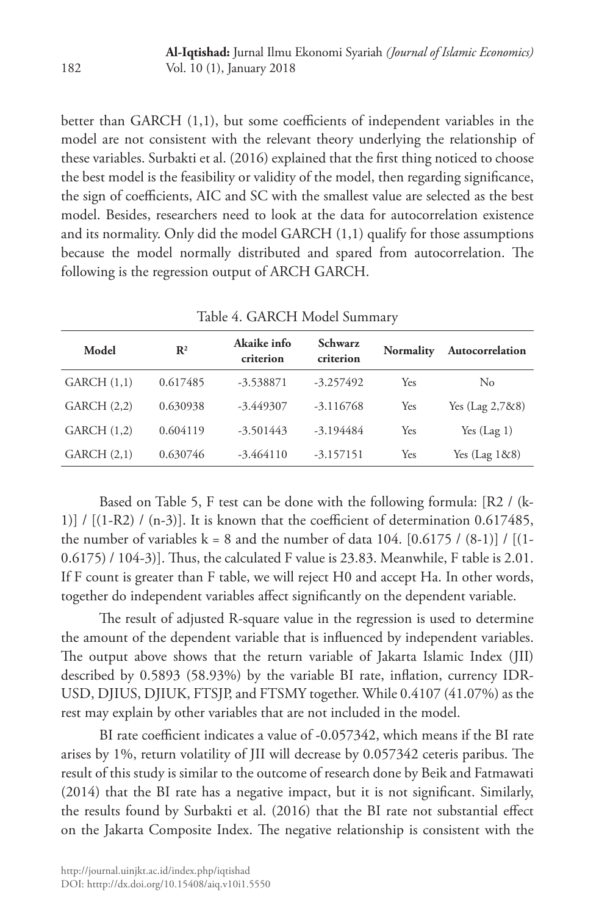better than GARCH (1,1), but some coefficients of independent variables in the model are not consistent with the relevant theory underlying the relationship of these variables. Surbakti et al. (2016) explained that the first thing noticed to choose the best model is the feasibility or validity of the model, then regarding significance, the sign of coefficients, AIC and SC with the smallest value are selected as the best model. Besides, researchers need to look at the data for autocorrelation existence and its normality. Only did the model GARCH (1,1) qualify for those assumptions because the model normally distributed and spared from autocorrelation. The following is the regression output of ARCH GARCH.

Table 4. GARCH Model Summary

| Model | $R^2$ | Akaike info criterion | Schwarz criterion | Normality | Autocorrelation |
|---|---|---|---|---|---|
| GARCH (1,1) | 0.617485 | -3.538871 | -3.257492 | Yes | No |
| GARCH (2,2) | 0.630938 | -3.449307 | -3.116768 | Yes | Yes (Lag 2,7&8) |
| GARCH (1,2) | 0.604119 | -3.501443 | -3.194484 | Yes | Yes (Lag 1) |
| GARCH (2,1) | 0.630746 | -3.464110 | -3.157151 | Yes | Yes (Lag 1&8) |

Based on Table 5, F test can be done with the following formula: [R2 / (k-1)] / [(1-R2) / (n-3)]. It is known that the coefficient of determination 0.617485, the number of variables k = 8 and the number of data 104. [0.6175 / (8-1)] / [(1-0.6175) / 104-3)]. Thus, the calculated F value is 23.83. Meanwhile, F table is 2.01. If F count is greater than F table, we will reject H0 and accept Ha. In other words, together do independent variables affect significantly on the dependent variable.

The result of adjusted R-square value in the regression is used to determine the amount of the dependent variable that is influenced by independent variables. The output above shows that the return variable of Jakarta Islamic Index (JII) described by 0.5893 (58.93%) by the variable BI rate, inflation, currency IDR-USD, DJIUS, DJIUK, FTSJP, and FTSMY together. While 0.4107 (41.07%) as the rest may explain by other variables that are not included in the model.

BI rate coefficient indicates a value of -0.057342, which means if the BI rate arises by 1%, return volatility of JII will decrease by 0.057342 ceteris paribus. The result of this study is similar to the outcome of research done by Beik and Fatmawati (2014) that the BI rate has a negative impact, but it is not significant. Similarly, the results found by Surbakti et al. (2016) that the BI rate not substantial effect on the Jakarta Composite Index. The negative relationship is consistent with the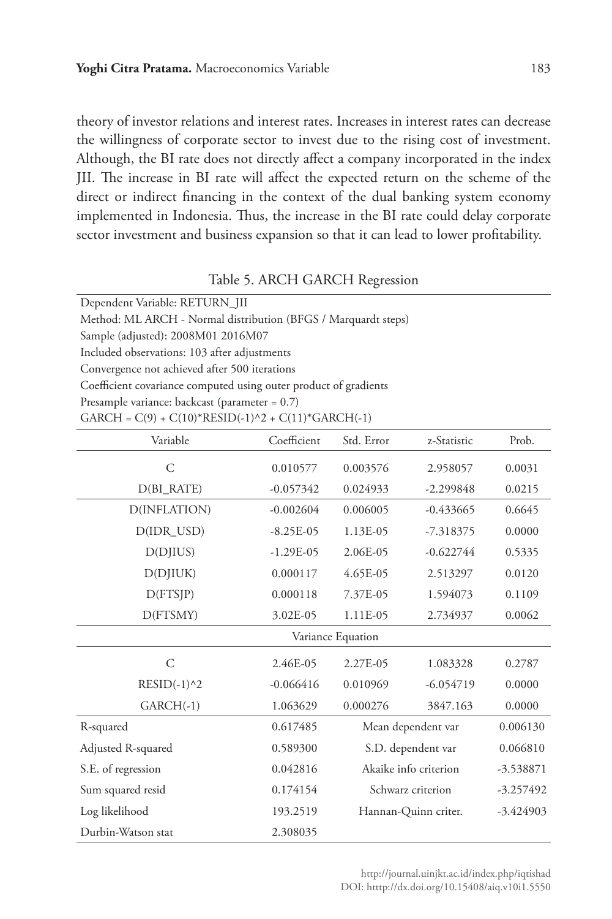theory of investor relations and interest rates. Increases in interest rates can decrease the willingness of corporate sector to invest due to the rising cost of investment. Although, the BI rate does not directly affect a company incorporated in the index JII. The increase in BI rate will affect the expected return on the scheme of the direct or indirect financing in the context of the dual banking system economy implemented in Indonesia. Thus, the increase in the BI rate could delay corporate sector investment and business expansion so that it can lead to lower profitability.

Table 5. ARCH GARCH Regression

Dependent Variable: RETURN_JII
Method: ML ARCH - Normal distribution (BFGS / Marquardt steps)
Sample (adjusted): 2008M01 2016M07
Included observations: 103 after adjustments
Convergence not achieved after 500 iterations
Coefficient covariance computed using outer product of gradients
Presample variance: backcast (parameter = 0.7)
GARCH = C(9) + C(10)*RESID(-1)^2 + C(11)*GARCH(-1)

| Variable | Coefficient | Std. Error | z-Statistic | Prob. |
|---|---|---|---|---|
| C | 0.010577 | 0.003576 | 2.958057 | 0.0031 |
| D(BI_RATE) | -0.057342 | 0.024933 | -2.299848 | 0.0215 |
| D(INFLATION) | -0.002604 | 0.006005 | -0.433665 | 0.6645 |
| D(IDR_USD) | -8.25E-05 | 1.13E-05 | -7.318375 | 0.0000 |
| D(DJIUS) | -1.29E-05 | 2.06E-05 | -0.622744 | 0.5335 |
| D(DJIUK) | 0.000117 | 4.65E-05 | 2.513297 | 0.0120 |
| D(FTSJP) | 0.000118 | 7.37E-05 | 1.594073 | 0.1109 |
| D(FTSMY) | 3.02E-05 | 1.11E-05 | 2.734937 | 0.0062 |
| | | Variance Equation | | |
| C | 2.46E-05 | 2.27E-05 | 1.083328 | 0.2787 |
| RESID(-1)^2 | -0.066416 | 0.010969 | -6.054719 | 0.0000 |
| GARCH(-1) | 1.063629 | 0.000276 | 3847.163 | 0.0000 |
| R-squared | 0.617485 | Mean dependent var | | 0.006130 |
| Adjusted R-squared | 0.589300 | S.D. dependent var | | 0.066810 |
| S.E. of regression | 0.042816 | Akaike info criterion | | -3.538871 |
| Sum squared resid | 0.174154 | Schwarz criterion | | -3.257492 |
| Log likelihood | 193.2519 | Hannan-Quinn criter. | | -3.424903 |
| Durbin-Watson stat | 2.308035 | | | |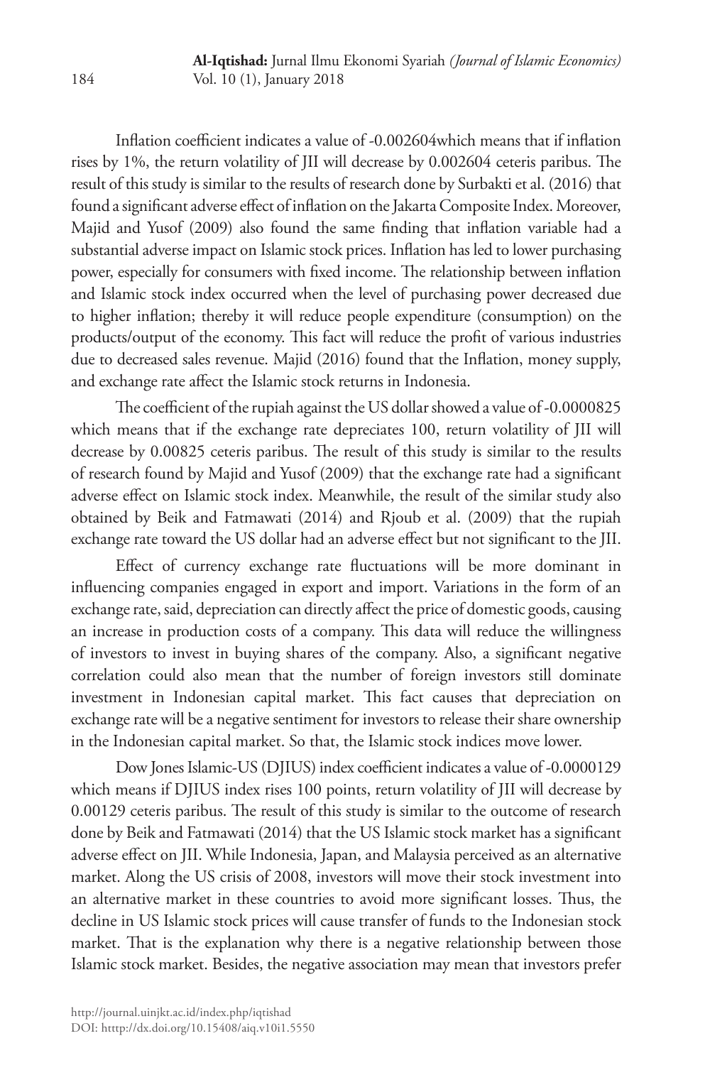Inflation coefficient indicates a value of -0.002604which means that if inflation rises by 1%, the return volatility of JII will decrease by 0.002604 ceteris paribus. The result of this study is similar to the results of research done by Surbakti et al. (2016) that found a significant adverse effect of inflation on the Jakarta Composite Index. Moreover, Majid and Yusof (2009) also found the same finding that inflation variable had a substantial adverse impact on Islamic stock prices. Inflation has led to lower purchasing power, especially for consumers with fixed income. The relationship between inflation and Islamic stock index occurred when the level of purchasing power decreased due to higher inflation; thereby it will reduce people expenditure (consumption) on the products/output of the economy. This fact will reduce the profit of various industries due to decreased sales revenue. Majid (2016) found that the Inflation, money supply, and exchange rate affect the Islamic stock returns in Indonesia.

The coefficient of the rupiah against the US dollar showed a value of -0.0000825 which means that if the exchange rate depreciates 100, return volatility of JII will decrease by 0.00825 ceteris paribus. The result of this study is similar to the results of research found by Majid and Yusof (2009) that the exchange rate had a significant adverse effect on Islamic stock index. Meanwhile, the result of the similar study also obtained by Beik and Fatmawati (2014) and Rjoub et al. (2009) that the rupiah exchange rate toward the US dollar had an adverse effect but not significant to the JII.

Effect of currency exchange rate fluctuations will be more dominant in influencing companies engaged in export and import. Variations in the form of an exchange rate, said, depreciation can directly affect the price of domestic goods, causing an increase in production costs of a company. This data will reduce the willingness of investors to invest in buying shares of the company. Also, a significant negative correlation could also mean that the number of foreign investors still dominate investment in Indonesian capital market. This fact causes that depreciation on exchange rate will be a negative sentiment for investors to release their share ownership in the Indonesian capital market. So that, the Islamic stock indices move lower.

Dow Jones Islamic-US (DJIUS) index coefficient indicates a value of -0.0000129 which means if DJIUS index rises 100 points, return volatility of JII will decrease by 0.00129 ceteris paribus. The result of this study is similar to the outcome of research done by Beik and Fatmawati (2014) that the US Islamic stock market has a significant adverse effect on JII. While Indonesia, Japan, and Malaysia perceived as an alternative market. Along the US crisis of 2008, investors will move their stock investment into an alternative market in these countries to avoid more significant losses. Thus, the decline in US Islamic stock prices will cause transfer of funds to the Indonesian stock market. That is the explanation why there is a negative relationship between those Islamic stock market. Besides, the negative association may mean that investors prefer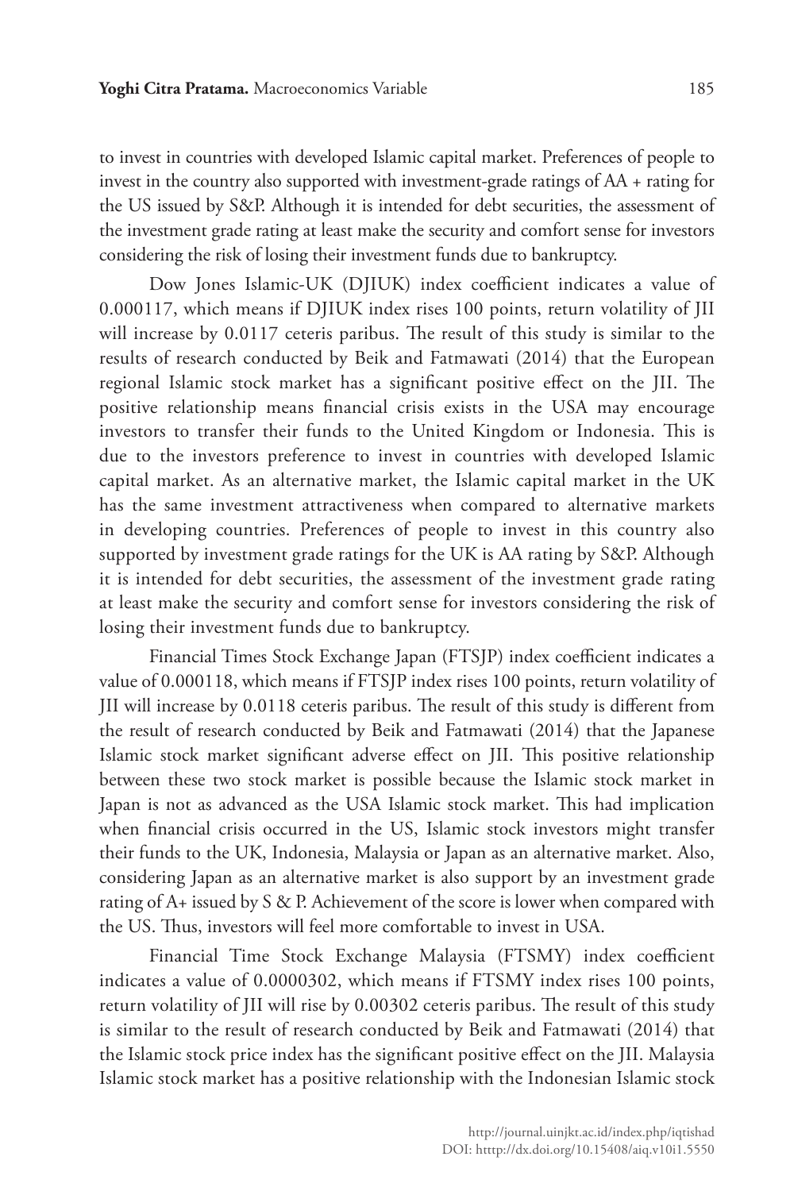to invest in countries with developed Islamic capital market. Preferences of people to invest in the country also supported with investment-grade ratings of AA + rating for the US issued by S&P. Although it is intended for debt securities, the assessment of the investment grade rating at least make the security and comfort sense for investors considering the risk of losing their investment funds due to bankruptcy.

Dow Jones Islamic-UK (DJIUK) index coefficient indicates a value of 0.000117, which means if DJIUK index rises 100 points, return volatility of JII will increase by 0.0117 ceteris paribus. The result of this study is similar to the results of research conducted by Beik and Fatmawati (2014) that the European regional Islamic stock market has a significant positive effect on the JII. The positive relationship means financial crisis exists in the USA may encourage investors to transfer their funds to the United Kingdom or Indonesia. This is due to the investors preference to invest in countries with developed Islamic capital market. As an alternative market, the Islamic capital market in the UK has the same investment attractiveness when compared to alternative markets in developing countries. Preferences of people to invest in this country also supported by investment grade ratings for the UK is AA rating by S&P. Although it is intended for debt securities, the assessment of the investment grade rating at least make the security and comfort sense for investors considering the risk of losing their investment funds due to bankruptcy.

Financial Times Stock Exchange Japan (FTSJP) index coefficient indicates a value of 0.000118, which means if FTSJP index rises 100 points, return volatility of JII will increase by 0.0118 ceteris paribus. The result of this study is different from the result of research conducted by Beik and Fatmawati (2014) that the Japanese Islamic stock market significant adverse effect on JII. This positive relationship between these two stock market is possible because the Islamic stock market in Japan is not as advanced as the USA Islamic stock market. This had implication when financial crisis occurred in the US, Islamic stock investors might transfer their funds to the UK, Indonesia, Malaysia or Japan as an alternative market. Also, considering Japan as an alternative market is also support by an investment grade rating of A+ issued by S & P. Achievement of the score is lower when compared with the US. Thus, investors will feel more comfortable to invest in USA.

Financial Time Stock Exchange Malaysia (FTSMY) index coefficient indicates a value of 0.0000302, which means if FTSMY index rises 100 points, return volatility of JII will rise by 0.00302 ceteris paribus. The result of this study is similar to the result of research conducted by Beik and Fatmawati (2014) that the Islamic stock price index has the significant positive effect on the JII. Malaysia Islamic stock market has a positive relationship with the Indonesian Islamic stock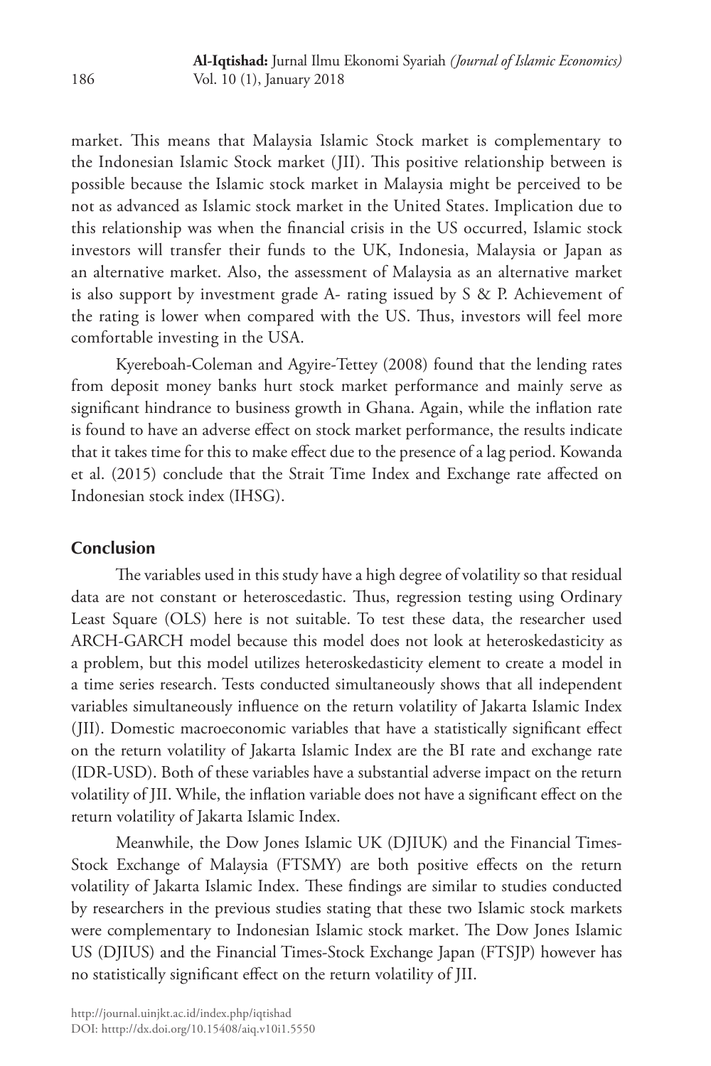market. This means that Malaysia Islamic Stock market is complementary to the Indonesian Islamic Stock market (JII). This positive relationship between is possible because the Islamic stock market in Malaysia might be perceived to be not as advanced as Islamic stock market in the United States. Implication due to this relationship was when the financial crisis in the US occurred, Islamic stock investors will transfer their funds to the UK, Indonesia, Malaysia or Japan as an alternative market. Also, the assessment of Malaysia as an alternative market is also support by investment grade A- rating issued by S & P. Achievement of the rating is lower when compared with the US. Thus, investors will feel more comfortable investing in the USA.

Kyereboah-Coleman and Agyire-Tettey (2008) found that the lending rates from deposit money banks hurt stock market performance and mainly serve as significant hindrance to business growth in Ghana. Again, while the inflation rate is found to have an adverse effect on stock market performance, the results indicate that it takes time for this to make effect due to the presence of a lag period. Kowanda et al. (2015) conclude that the Strait Time Index and Exchange rate affected on Indonesian stock index (IHSG).

## Conclusion

The variables used in this study have a high degree of volatility so that residual data are not constant or heteroscedastic. Thus, regression testing using Ordinary Least Square (OLS) here is not suitable. To test these data, the researcher used ARCH-GARCH model because this model does not look at heteroskedasticity as a problem, but this model utilizes heteroskedasticity element to create a model in a time series research. Tests conducted simultaneously shows that all independent variables simultaneously influence on the return volatility of Jakarta Islamic Index (JII). Domestic macroeconomic variables that have a statistically significant effect on the return volatility of Jakarta Islamic Index are the BI rate and exchange rate (IDR-USD). Both of these variables have a substantial adverse impact on the return volatility of JII. While, the inflation variable does not have a significant effect on the return volatility of Jakarta Islamic Index.

Meanwhile, the Dow Jones Islamic UK (DJIUK) and the Financial Times-Stock Exchange of Malaysia (FTSMY) are both positive effects on the return volatility of Jakarta Islamic Index. These findings are similar to studies conducted by researchers in the previous studies stating that these two Islamic stock markets were complementary to Indonesian Islamic stock market. The Dow Jones Islamic US (DJIUS) and the Financial Times-Stock Exchange Japan (FTSJP) however has no statistically significant effect on the return volatility of JII.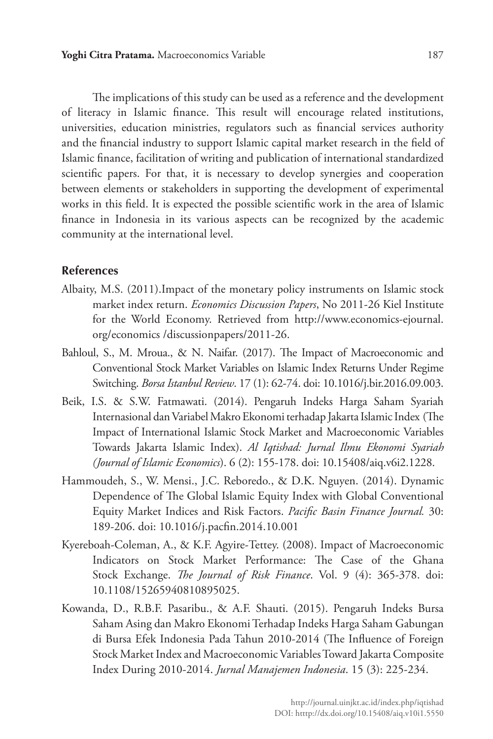The implications of this study can be used as a reference and the development of literacy in Islamic finance. This result will encourage related institutions, universities, education ministries, regulators such as financial services authority and the financial industry to support Islamic capital market research in the field of Islamic finance, facilitation of writing and publication of international standardized scientific papers. For that, it is necessary to develop synergies and cooperation between elements or stakeholders in supporting the development of experimental works in this field. It is expected the possible scientific work in the area of Islamic finance in Indonesia in its various aspects can be recognized by the academic community at the international level.

## References

Albaity, M.S. (2011).Impact of the monetary policy instruments on Islamic stock market index return. *Economics Discussion Papers*, No 2011-26 Kiel Institute for the World Economy. Retrieved from http://www.economics-ejournal.org/economics /discussionpapers/2011-26.

Bahloul, S., M. Mroua., & N. Naifar. (2017). The Impact of Macroeconomic and Conventional Stock Market Variables on Islamic Index Returns Under Regime Switching. *Borsa Istanbul Review*. 17 (1): 62-74. doi: 10.1016/j.bir.2016.09.003.

Beik, I.S. & S.W. Fatmawati. (2014). Pengaruh Indeks Harga Saham Syariah Internasional dan Variabel Makro Ekonomi terhadap Jakarta Islamic Index (The Impact of International Islamic Stock Market and Macroeconomic Variables Towards Jakarta Islamic Index). *Al Iqtishad: Jurnal Ilmu Ekonomi Syariah (Journal of Islamic Economics*). 6 (2): 155-178. doi: 10.15408/aiq.v6i2.1228.

Hammoudeh, S., W. Mensi., J.C. Reboredo., & D.K. Nguyen. (2014). Dynamic Dependence of The Global Islamic Equity Index with Global Conventional Equity Market Indices and Risk Factors. *Pacific Basin Finance Journal.* 30: 189-206. doi: 10.1016/j.pacfin.2014.10.001

Kyereboah-Coleman, A., & K.F. Agyire-Tettey. (2008). Impact of Macroeconomic Indicators on Stock Market Performance: The Case of the Ghana Stock Exchange. *The Journal of Risk Finance*. Vol. 9 (4): 365-378. doi: 10.1108/15265940810895025.

Kowanda, D., R.B.F. Pasaribu., & A.F. Shauti. (2015). Pengaruh Indeks Bursa Saham Asing dan Makro Ekonomi Terhadap Indeks Harga Saham Gabungan di Bursa Efek Indonesia Pada Tahun 2010-2014 (The Influence of Foreign Stock Market Index and Macroeconomic Variables Toward Jakarta Composite Index During 2010-2014. *Jurnal Manajemen Indonesia*. 15 (3): 225-234.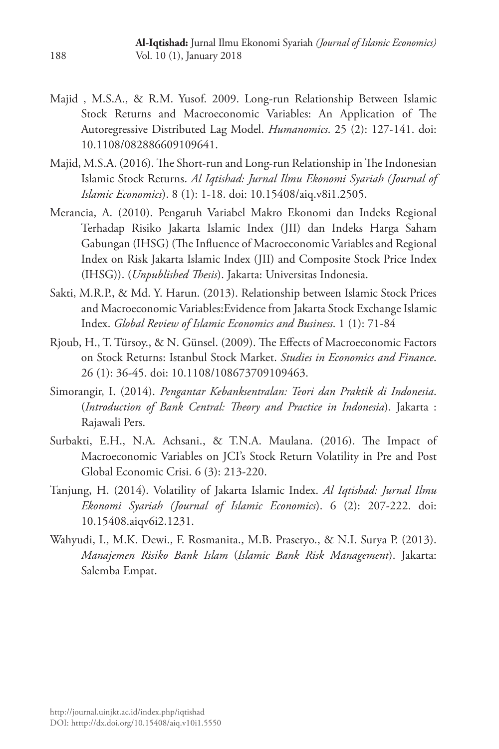Majid , M.S.A., & R.M. Yusof. 2009. Long-run Relationship Between Islamic Stock Returns and Macroeconomic Variables: An Application of The Autoregressive Distributed Lag Model. *Humanomics*. 25 (2): 127-141. doi: 10.1108/082886609109641.

Majid, M.S.A. (2016). The Short-run and Long-run Relationship in The Indonesian Islamic Stock Returns. *Al Iqtishad: Jurnal Ilmu Ekonomi Syariah (Journal of Islamic Economics*). 8 (1): 1-18. doi: 10.15408/aiq.v8i1.2505.

Merancia, A. (2010). Pengaruh Variabel Makro Ekonomi dan Indeks Regional Terhadap Risiko Jakarta Islamic Index (JII) dan Indeks Harga Saham Gabungan (IHSG) (The Influence of Macroeconomic Variables and Regional Index on Risk Jakarta Islamic Index (JII) and Composite Stock Price Index (IHSG)). (*Unpublished Thesis*). Jakarta: Universitas Indonesia.

Sakti, M.R.P., & Md. Y. Harun. (2013). Relationship between Islamic Stock Prices and Macroeconomic Variables:Evidence from Jakarta Stock Exchange Islamic Index. *Global Review of Islamic Economics and Business*. 1 (1): 71-84

Rjoub, H., T. Türsoy., & N. Günsel. (2009). The Effects of Macroeconomic Factors on Stock Returns: Istanbul Stock Market. *Studies in Economics and Finance*. 26 (1): 36-45. doi: 10.1108/108673709109463.

Simorangir, I. (2014). *Pengantar Kebanksentralan: Teori dan Praktik di Indonesia*. (*Introduction of Bank Central: Theory and Practice in Indonesia*). Jakarta : Rajawali Pers.

Surbakti, E.H., N.A. Achsani., & T.N.A. Maulana. (2016). The Impact of Macroeconomic Variables on JCI's Stock Return Volatility in Pre and Post Global Economic Crisi. 6 (3): 213-220.

Tanjung, H. (2014). Volatility of Jakarta Islamic Index. *Al Iqtishad: Jurnal Ilmu Ekonomi Syariah (Journal of Islamic Economics*). 6 (2): 207-222. doi: 10.15408.aiqv6i2.1231.

Wahyudi, I., M.K. Dewi., F. Rosmanita., M.B. Prasetyo., & N.I. Surya P. (2013). *Manajemen Risiko Bank Islam* (*Islamic Bank Risk Management*). Jakarta: Salemba Empat.